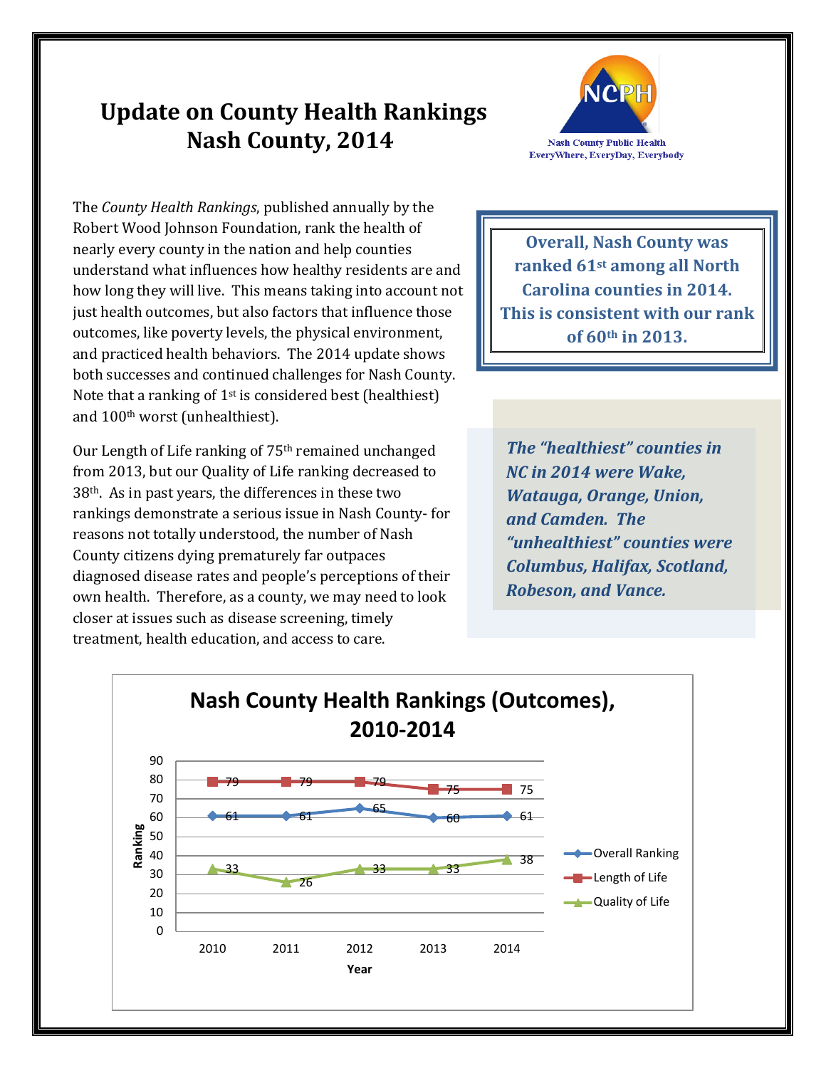# Update on County Health Rankings Nash County, 2014

Nash County Public Health
EveryWhere, EveryDay, Everybody

The *County Health Rankings*, published annually by the Robert Wood Johnson Foundation, rank the health of nearly every county in the nation and help counties understand what influences how healthy residents are and how long they will live. This means taking into account not just health outcomes, but also factors that influence those outcomes, like poverty levels, the physical environment, and practiced health behaviors. The 2014 update shows both successes and continued challenges for Nash County. Note that a ranking of 1st is considered best (healthiest) and 100th worst (unhealthiest).

**Overall, Nash County was ranked 61st among all North Carolina counties in 2014. This is consistent with our rank of 60th in 2013.**

Our Length of Life ranking of 75th remained unchanged from 2013, but our Quality of Life ranking decreased to 38th. As in past years, the differences in these two rankings demonstrate a serious issue in Nash County- for reasons not totally understood, the number of Nash County citizens dying prematurely far outpaces diagnosed disease rates and people's perceptions of their own health. Therefore, as a county, we may need to look closer at issues such as disease screening, timely treatment, health education, and access to care.

***The "healthiest" counties in NC in 2014 were Wake, Watauga, Orange, Union, and Camden. The "unhealthiest" counties were Columbus, Halifax, Scotland, Robeson, and Vance.***

**Nash County Health Rankings (Outcomes), 2010-2014**

| Year | Overall Ranking | Length of Life | Quality of Life |
|---|---|---|---|
| 2010 | 61 | 79 | 33 |
| 2011 | 61 | 79 | 26 |
| 2012 | 65 | 79 | 33 |
| 2013 | 60 | 75 | 33 |
| 2014 | 61 | 75 | 38 |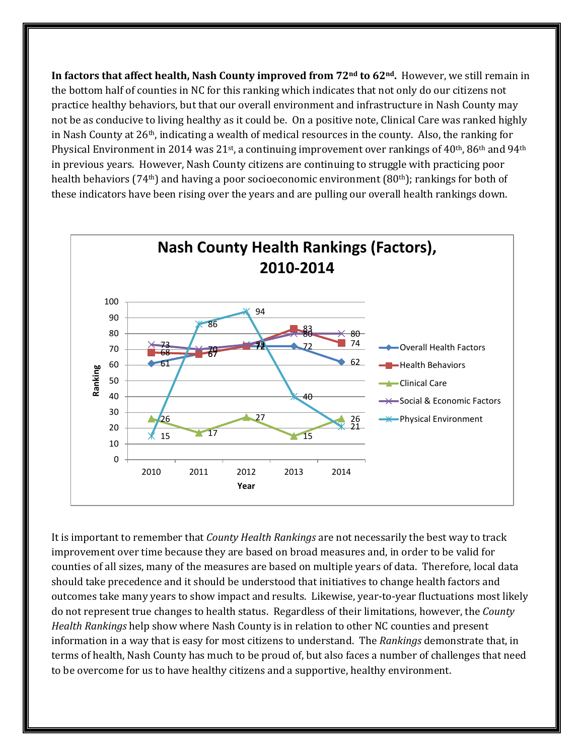**In factors that affect health, Nash County improved from 72nd to 62nd.** However, we still remain in the bottom half of counties in NC for this ranking which indicates that not only do our citizens not practice healthy behaviors, but that our overall environment and infrastructure in Nash County may not be as conducive to living healthy as it could be. On a positive note, Clinical Care was ranked highly in Nash County at 26th, indicating a wealth of medical resources in the county. Also, the ranking for Physical Environment in 2014 was 21st, a continuing improvement over rankings of 40th, 86th and 94th in previous years. However, Nash County citizens are continuing to struggle with practicing poor health behaviors (74th) and having a poor socioeconomic environment (80th); rankings for both of these indicators have been rising over the years and are pulling our overall health rankings down.

**Nash County Health Rankings (Factors), 2010-2014**

Ranking: 0, 10, 20, 30, 40, 50, 60, 70, 80, 90, 100

Year: 2010, 2011, 2012, 2013, 2014

Overall Health Factors: 61, 67, 72, 72, 62

Health Behaviors: 68, 67, 72, 83, 74

Clinical Care: 26, 17, 27, 15, 26

Social & Economic Factors: 73, 70, 73, 80, 80

Physical Environment: 15, 86, 94, 40, 21

It is important to remember that *County Health Rankings* are not necessarily the best way to track improvement over time because they are based on broad measures and, in order to be valid for counties of all sizes, many of the measures are based on multiple years of data. Therefore, local data should take precedence and it should be understood that initiatives to change health factors and outcomes take many years to show impact and results. Likewise, year-to-year fluctuations most likely do not represent true changes to health status. Regardless of their limitations, however, the *County Health Rankings* help show where Nash County is in relation to other NC counties and present information in a way that is easy for most citizens to understand. The *Rankings* demonstrate that, in terms of health, Nash County has much to be proud of, but also faces a number of challenges that need to be overcome for us to have healthy citizens and a supportive, healthy environment.